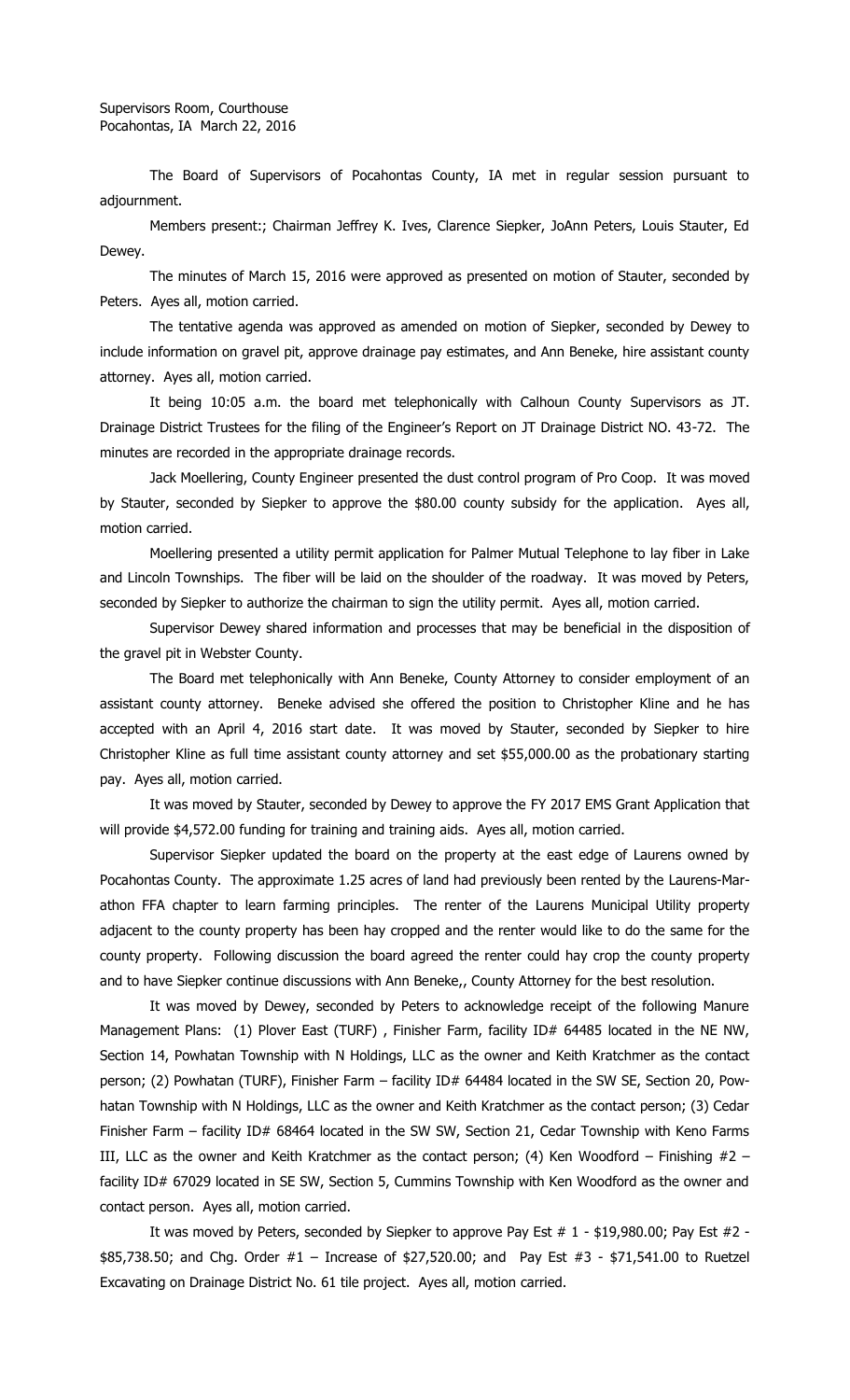Supervisors Room, Courthouse
Pocahontas, IA March 22, 2016

The Board of Supervisors of Pocahontas County, IA met in regular session pursuant to adjournment.

Members present:; Chairman Jeffrey K. Ives, Clarence Siepker, JoAnn Peters, Louis Stauter, Ed Dewey.

The minutes of March 15, 2016 were approved as presented on motion of Stauter, seconded by Peters. Ayes all, motion carried.

The tentative agenda was approved as amended on motion of Siepker, seconded by Dewey to include information on gravel pit, approve drainage pay estimates, and Ann Beneke, hire assistant county attorney. Ayes all, motion carried.

It being 10:05 a.m. the board met telephonically with Calhoun County Supervisors as JT. Drainage District Trustees for the filing of the Engineer's Report on JT Drainage District NO. 43-72. The minutes are recorded in the appropriate drainage records.

Jack Moellering, County Engineer presented the dust control program of Pro Coop. It was moved by Stauter, seconded by Siepker to approve the $80.00 county subsidy for the application. Ayes all, motion carried.

Moellering presented a utility permit application for Palmer Mutual Telephone to lay fiber in Lake and Lincoln Townships. The fiber will be laid on the shoulder of the roadway. It was moved by Peters, seconded by Siepker to authorize the chairman to sign the utility permit. Ayes all, motion carried.

Supervisor Dewey shared information and processes that may be beneficial in the disposition of the gravel pit in Webster County.

The Board met telephonically with Ann Beneke, County Attorney to consider employment of an assistant county attorney. Beneke advised she offered the position to Christopher Kline and he has accepted with an April 4, 2016 start date. It was moved by Stauter, seconded by Siepker to hire Christopher Kline as full time assistant county attorney and set $55,000.00 as the probationary starting pay. Ayes all, motion carried.

It was moved by Stauter, seconded by Dewey to approve the FY 2017 EMS Grant Application that will provide $4,572.00 funding for training and training aids. Ayes all, motion carried.

Supervisor Siepker updated the board on the property at the east edge of Laurens owned by Pocahontas County. The approximate 1.25 acres of land had previously been rented by the Laurens-Marathon FFA chapter to learn farming principles. The renter of the Laurens Municipal Utility property adjacent to the county property has been hay cropped and the renter would like to do the same for the county property. Following discussion the board agreed the renter could hay crop the county property and to have Siepker continue discussions with Ann Beneke,, County Attorney for the best resolution.

It was moved by Dewey, seconded by Peters to acknowledge receipt of the following Manure Management Plans: (1) Plover East (TURF) , Finisher Farm, facility ID# 64485 located in the NE NW, Section 14, Powhatan Township with N Holdings, LLC as the owner and Keith Kratchmer as the contact person; (2) Powhatan (TURF), Finisher Farm – facility ID# 64484 located in the SW SE, Section 20, Powhatan Township with N Holdings, LLC as the owner and Keith Kratchmer as the contact person; (3) Cedar Finisher Farm – facility ID# 68464 located in the SW SW, Section 21, Cedar Township with Keno Farms III, LLC as the owner and Keith Kratchmer as the contact person; (4) Ken Woodford – Finishing #2 – facility ID# 67029 located in SE SW, Section 5, Cummins Township with Ken Woodford as the owner and contact person. Ayes all, motion carried.

It was moved by Peters, seconded by Siepker to approve Pay Est # 1 - $19,980.00; Pay Est #2 - $85,738.50; and Chg. Order #1 – Increase of $27,520.00; and Pay Est #3 - $71,541.00 to Ruetzel Excavating on Drainage District No. 61 tile project. Ayes all, motion carried.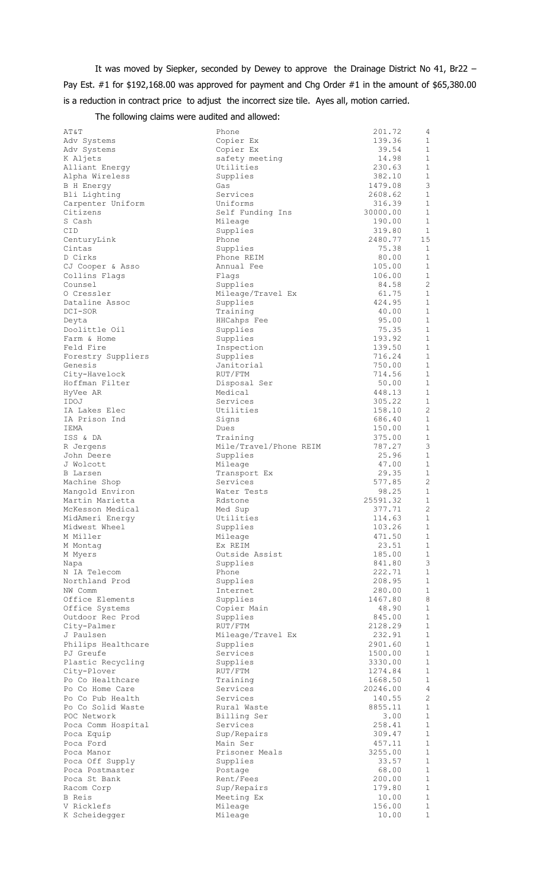It was moved by Siepker, seconded by Dewey to approve the Drainage District No 41, Br22 – Pay Est. #1 for $192,168.00 was approved for payment and Chg Order #1 in the amount of $65,380.00 is a reduction in contract price to adjust the incorrect size tile. Ayes all, motion carried.

The following claims were audited and allowed:

| | | | |
|---|---|---|---|
| AT&T | Phone | 201.72 | 4 |
| Adv Systems | Copier Ex | 139.36 | 1 |
| Adv Systems | Copier Ex | 39.54 | 1 |
| K Aljets | safety meeting | 14.98 | 1 |
| Alliant Energy | Utilities | 230.63 | 1 |
| Alpha Wireless | Supplies | 382.10 | 1 |
| B H Energy | Gas | 1479.08 | 3 |
| Bli Lighting | Services | 2608.62 | 1 |
| Carpenter Uniform | Uniforms | 316.39 | 1 |
| Citizens | Self Funding Ins | 30000.00 | 1 |
| S Cash | Mileage | 190.00 | 1 |
| CID | Supplies | 319.80 | 1 |
| CenturyLink | Phone | 2480.77 | 15 |
| Cintas | Supplies | 75.38 | 1 |
| D Cirks | Phone REIM | 80.00 | 1 |
| CJ Cooper & Asso | Annual Fee | 105.00 | 1 |
| Collins Flags | Flags | 106.00 | 1 |
| Counsel | Supplies | 84.58 | 2 |
| O Cressler | Mileage/Travel Ex | 61.75 | 1 |
| Dataline Assoc | Supplies | 424.95 | 1 |
| DCI-SOR | Training | 40.00 | 1 |
| Deyta | HHCahps Fee | 95.00 | 1 |
| Doolittle Oil | Supplies | 75.35 | 1 |
| Farm & Home | Supplies | 193.92 | 1 |
| Feld Fire | Inspection | 139.50 | 1 |
| Forestry Suppliers | Supplies | 716.24 | 1 |
| Genesis | Janitorial | 750.00 | 1 |
| City-Havelock | RUT/FTM | 714.56 | 1 |
| Hoffman Filter | Disposal Ser | 50.00 | 1 |
| HyVee AR | Medical | 448.13 | 1 |
| IDOJ | Services | 305.22 | 1 |
| IA Lakes Elec | Utilities | 158.10 | 2 |
| IA Prison Ind | Signs | 686.40 | 1 |
| IEMA | Dues | 150.00 | 1 |
| ISS & DA | Training | 375.00 | 1 |
| R Jergens | Mile/Travel/Phone REIM | 787.27 | 3 |
| John Deere | Supplies | 25.96 | 1 |
| J Wolcott | Mileage | 47.00 | 1 |
| B Larsen | Transport Ex | 29.35 | 1 |
| Machine Shop | Services | 577.85 | 2 |
| Mangold Environ | Water Tests | 98.25 | 1 |
| Martin Marietta | Rdstone | 25591.32 | 1 |
| McKesson Medical | Med Sup | 377.71 | 2 |
| MidAmeri Energy | Utilities | 114.63 | 1 |
| Midwest Wheel | Supplies | 103.26 | 1 |
| M Miller | Mileage | 471.50 | 1 |
| M Montag | Ex REIM | 23.51 | 1 |
| M Myers | Outside Assist | 185.00 | 1 |
| Napa | Supplies | 841.80 | 3 |
| N IA Telecom | Phone | 222.71 | 1 |
| Northland Prod | Supplies | 208.95 | 1 |
| NW Comm | Internet | 280.00 | 1 |
| Office Elements | Supplies | 1467.80 | 8 |
| Office Systems | Copier Main | 48.90 | 1 |
| Outdoor Rec Prod | Supplies | 845.00 | 1 |
| City-Palmer | RUT/FTM | 2128.29 | 1 |
| J Paulsen | Mileage/Travel Ex | 232.91 | 1 |
| Philips Healthcare | Supplies | 2901.60 | 1 |
| PJ Greufe | Services | 1500.00 | 1 |
| Plastic Recycling | Supplies | 3330.00 | 1 |
| City-Plover | RUT/FTM | 1274.84 | 1 |
| Po Co Healthcare | Training | 1668.50 | 1 |
| Po Co Home Care | Services | 20246.00 | 4 |
| Po Co Pub Health | Services | 140.55 | 2 |
| Po Co Solid Waste | Rural Waste | 8855.11 | 1 |
| POC Network | Billing Ser | 3.00 | 1 |
| Poca Comm Hospital | Services | 258.41 | 1 |
| Poca Equip | Sup/Repairs | 309.47 | 1 |
| Poca Ford | Main Ser | 457.11 | 1 |
| Poca Manor | Prisoner Meals | 3255.00 | 1 |
| Poca Off Supply | Supplies | 33.57 | 1 |
| Poca Postmaster | Postage | 68.00 | 1 |
| Poca St Bank | Rent/Fees | 200.00 | 1 |
| Racom Corp | Sup/Repairs | 179.80 | 1 |
| B Reis | Meeting Ex | 10.00 | 1 |
| V Ricklefs | Mileage | 156.00 | 1 |
| K Scheidegger | Mileage | 10.00 | 1 |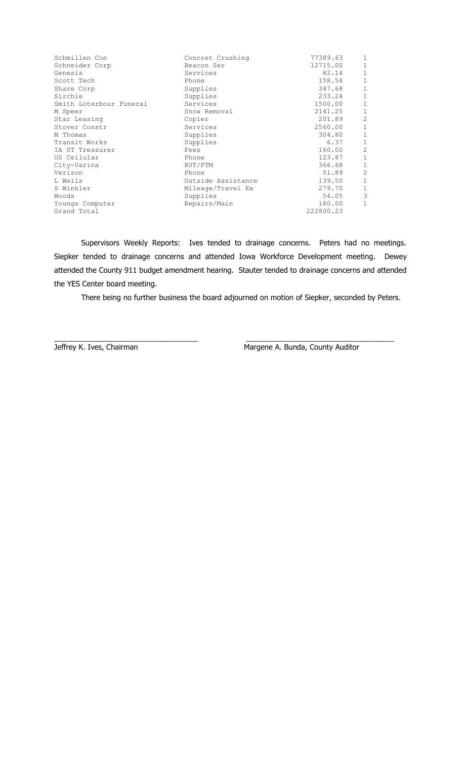| | | | |
|---|---|---|---|
| Schmillen Con | Concret Crushing | 77389.63 | 1 |
| Schneider Corp | Beacon Ser | 12715.00 | 1 |
| Genesis | Services | 82.14 | 1 |
| Scott Tech | Phone | 158.54 | 1 |
| Share Corp | Supplies | 347.68 | 1 |
| Sirchie | Supplies | 233.24 | 1 |
| Smith Loterbour Funeral | Services | 1500.00 | 1 |
| M Speer | Snow Removal | 2141.25 | 1 |
| Star Leasing | Copier | 201.89 | 2 |
| Stover Constr | Services | 2560.00 | 1 |
| M Thomas | Supplies | 304.80 | 1 |
| Transit Works | Supplies | 6.37 | 1 |
| IA ST Treasurer | Fees | 160.00 | 2 |
| US Cellular | Phone | 123.87 | 1 |
| City-Varina | RUT/FTM | 366.68 | 1 |
| Verizon | Phone | 51.89 | 2 |
| L Wells | Outside Assistance | 139.50 | 1 |
| S Winkler | Mileage/Travel Ex | 279.70 | 1 |
| Woods | Supplies | 54.05 | 3 |
| Youngs Computer | Repairs/Main | 180.00 | 1 |
| Grand Total | | 222800.23 | |

Supervisors Weekly Reports: Ives tended to drainage concerns. Peters had no meetings. Siepker tended to drainage concerns and attended Iowa Workforce Development meeting. Dewey attended the County 911 budget amendment hearing. Stauter tended to drainage concerns and attended the YES Center board meeting.

There being no further business the board adjourned on motion of Siepker, seconded by Peters.

\_\_\_\_\_\_\_\_\_\_\_\_\_\_\_\_\_\_\_\_\_\_\_\_\_\_\_\_\_\_\_\_\_\_ \_\_\_\_\_\_\_\_\_\_\_\_\_\_\_\_\_\_\_\_\_\_\_\_\_\_\_\_\_\_\_\_\_\_

Jeffrey K. Ives, Chairman Margene A. Bunda, County Auditor